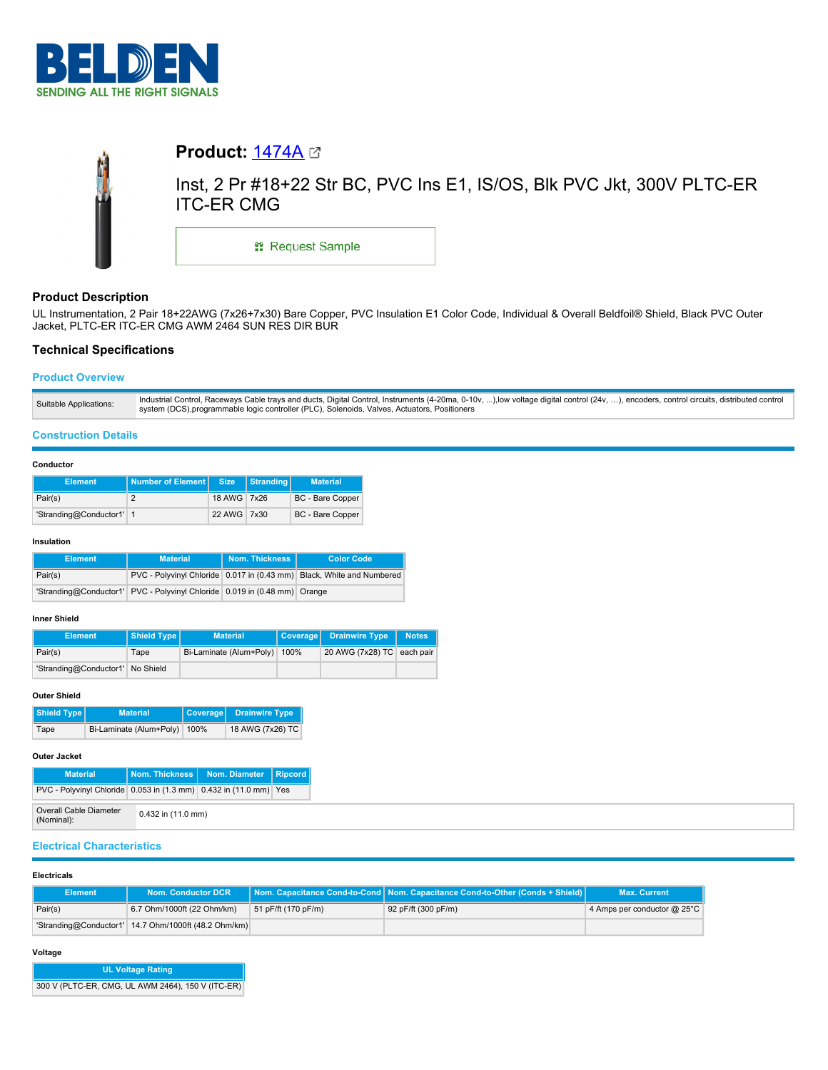# Product: 1474A

Inst, 2 Pr #18+22 Str BC, PVC Ins E1, IS/OS, Blk PVC Jkt, 300V PLTC-ER ITC-ER CMG

Request Sample

## Product Description

UL Instrumentation, 2 Pair 18+22AWG (7x26+7x30) Bare Copper, PVC Insulation E1 Color Code, Individual & Overall Beldfoil® Shield, Black PVC Outer Jacket, PLTC-ER ITC-ER CMG AWM 2464 SUN RES DIR BUR

## Technical Specifications

### Product Overview

| | |
|---|---|
| Suitable Applications: | Industrial Control, Raceways Cable trays and ducts, Digital Control, Instruments (4-20ma, 0-10v, ...),low voltage digital control (24v, …), encoders, control circuits, distributed control system (DCS),programmable logic controller (PLC), Solenoids, Valves, Actuators, Positioners |

### Construction Details

**Conductor**

| Element | Number of Element | Size | Stranding | Material |
|---|---|---|---|---|
| Pair(s) | 2 | 18 AWG | 7x26 | BC - Bare Copper |
| 'Stranding@Conductor1' | 1 | 22 AWG | 7x30 | BC - Bare Copper |

**Insulation**

| Element | Material | Nom. Thickness | Color Code |
|---|---|---|---|
| Pair(s) | PVC - Polyvinyl Chloride | 0.017 in (0.43 mm) | Black, White and Numbered |
| 'Stranding@Conductor1' | PVC - Polyvinyl Chloride | 0.019 in (0.48 mm) | Orange |

**Inner Shield**

| Element | Shield Type | Material | Coverage | Drainwire Type | Notes |
|---|---|---|---|---|---|
| Pair(s) | Tape | Bi-Laminate (Alum+Poly) | 100% | 20 AWG (7x28) TC | each pair |
| 'Stranding@Conductor1' | No Shield | | | | |

**Outer Shield**

| Shield Type | Material | Coverage | Drainwire Type |
|---|---|---|---|
| Tape | Bi-Laminate (Alum+Poly) | 100% | 18 AWG (7x26) TC |

**Outer Jacket**

| Material | Nom. Thickness | Nom. Diameter | Ripcord |
|---|---|---|---|
| PVC - Polyvinyl Chloride | 0.053 in (1.3 mm) | 0.432 in (11.0 mm) | Yes |

| | |
|---|---|
| Overall Cable Diameter (Nominal): | 0.432 in (11.0 mm) |

### Electrical Characteristics

**Electricals**

| Element | Nom. Conductor DCR | Nom. Capacitance Cond-to-Cond | Nom. Capacitance Cond-to-Other (Conds + Shield) | Max. Current |
|---|---|---|---|---|
| Pair(s) | 6.7 Ohm/1000ft (22 Ohm/km) | 51 pF/ft (170 pF/m) | 92 pF/ft (300 pF/m) | 4 Amps per conductor @ 25°C |
| 'Stranding@Conductor1' | 14.7 Ohm/1000ft (48.2 Ohm/km) | | | |

**Voltage**

| UL Voltage Rating |
|---|
| 300 V (PLTC-ER, CMG, UL AWM 2464), 150 V (ITC-ER) |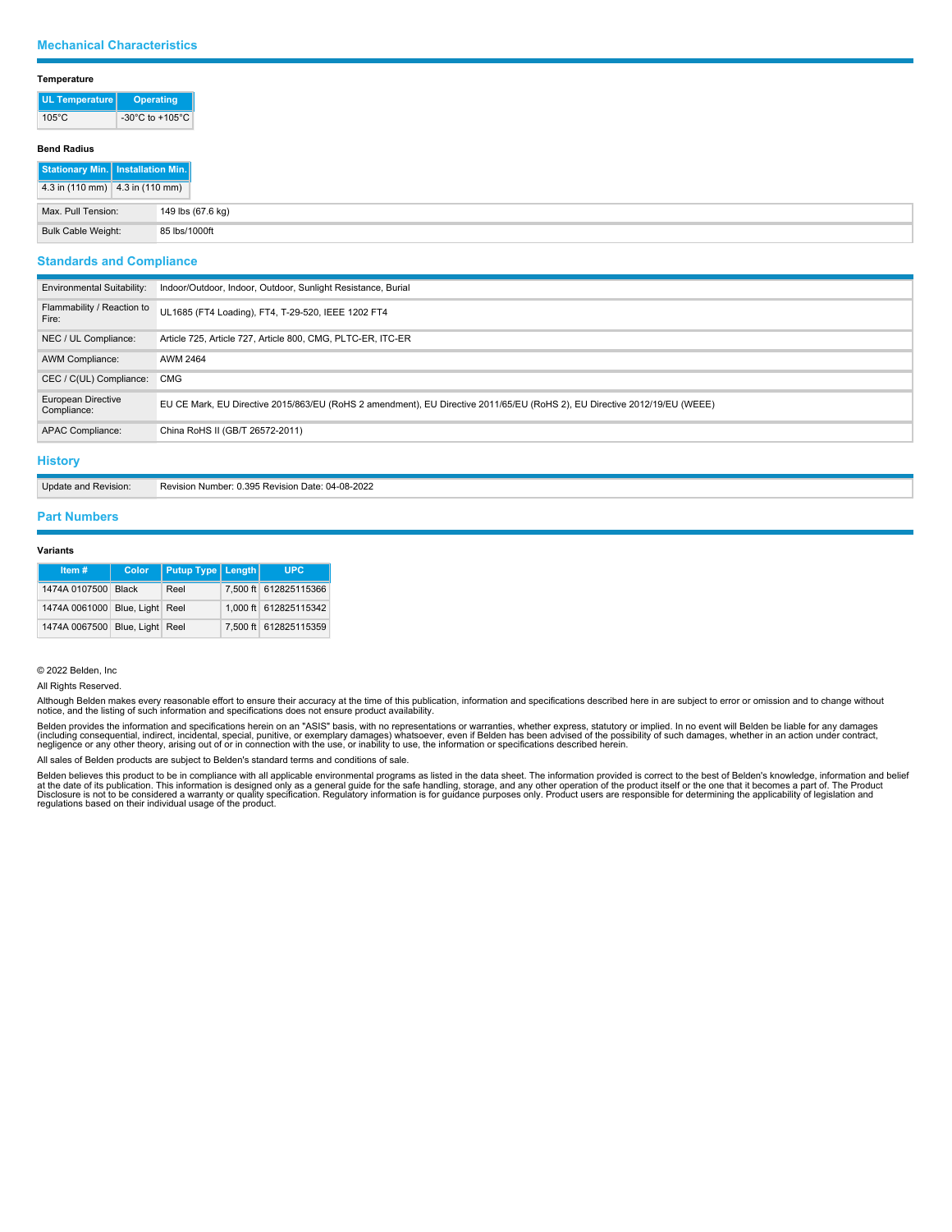## Mechanical Characteristics

**Temperature**

| UL Temperature | Operating |
|---|---|
| 105°C | -30°C to +105°C |

**Bend Radius**

| Stationary Min. | Installation Min. |
|---|---|
| 4.3 in (110 mm) | 4.3 in (110 mm) |

| | |
|---|---|
| Max. Pull Tension: | 149 lbs (67.6 kg) |
| Bulk Cable Weight: | 85 lbs/1000ft |

## Standards and Compliance

| | |
|---|---|
| Environmental Suitability: | Indoor/Outdoor, Indoor, Outdoor, Sunlight Resistance, Burial |
| Flammability / Reaction to Fire: | UL1685 (FT4 Loading), FT4, T-29-520, IEEE 1202 FT4 |
| NEC / UL Compliance: | Article 725, Article 727, Article 800, CMG, PLTC-ER, ITC-ER |
| AWM Compliance: | AWM 2464 |
| CEC / C(UL) Compliance: | CMG |
| European Directive Compliance: | EU CE Mark, EU Directive 2015/863/EU (RoHS 2 amendment), EU Directive 2011/65/EU (RoHS 2), EU Directive 2012/19/EU (WEEE) |
| APAC Compliance: | China RoHS II (GB/T 26572-2011) |

## History

| | |
|---|---|
| Update and Revision: | Revision Number: 0.395 Revision Date: 04-08-2022 |

## Part Numbers

**Variants**

| Item # | Color | Putup Type | Length | UPC |
|---|---|---|---|---|
| 1474A 0107500 | Black | Reel | 7,500 ft | 612825115366 |
| 1474A 0061000 | Blue, Light | Reel | 1,000 ft | 612825115342 |
| 1474A 0067500 | Blue, Light | Reel | 7,500 ft | 612825115359 |

© 2022 Belden, Inc

All Rights Reserved.

Although Belden makes every reasonable effort to ensure their accuracy at the time of this publication, information and specifications described here in are subject to error or omission and to change without notice, and the listing of such information and specifications does not ensure product availability.

Belden provides the information and specifications herein on an "ASIS" basis, with no representations or warranties, whether express, statutory or implied. In no event will Belden be liable for any damages (including consequential, indirect, incidental, special, punitive, or exemplary damages) whatsoever, even if Belden has been advised of the possibility of such damages, whether in an action under contract, negligence or any other theory, arising out of or in connection with the use, or inability to use, the information or specifications described herein.

All sales of Belden products are subject to Belden's standard terms and conditions of sale.

Belden believes this product to be in compliance with all applicable environmental programs as listed in the data sheet. The information provided is correct to the best of Belden's knowledge, information and belief at the date of its publication. This information is designed only as a general guide for the safe handling, storage, and any other operation of the product itself or the one that it becomes a part of. The Product Disclosure is not to be considered a warranty or quality specification. Regulatory information is for guidance purposes only. Product users are responsible for determining the applicability of legislation and regulations based on their individual usage of the product.